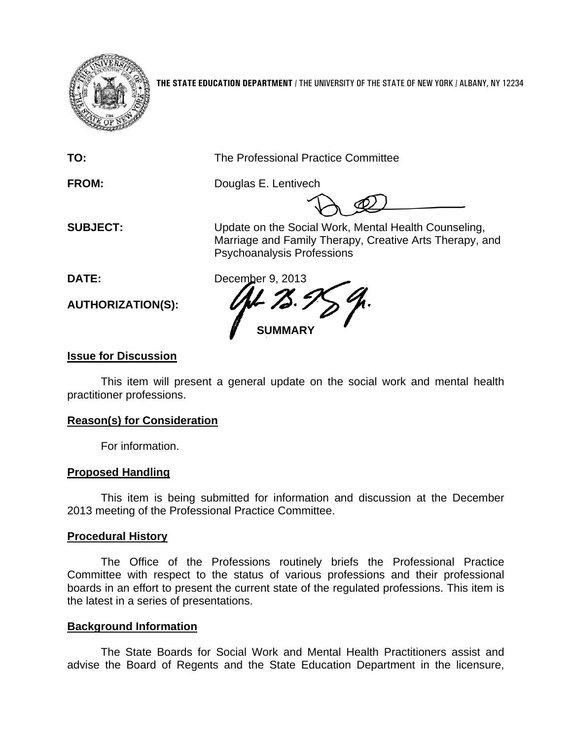**THE STATE EDUCATION DEPARTMENT** / THE UNIVERSITY OF THE STATE OF NEW YORK / ALBANY, NY 12234

**TO:** The Professional Practice Committee

**FROM:** Douglas E. Lentivech

**SUBJECT:** Update on the Social Work, Mental Health Counseling, Marriage and Family Therapy, Creative Arts Therapy, and Psychoanalysis Professions

**DATE:** December 9, 2013

**AUTHORIZATION(S):**

**SUMMARY**

**Issue for Discussion**

This item will present a general update on the social work and mental health practitioner professions.

**Reason(s) for Consideration**

For information.

**Proposed Handling**

This item is being submitted for information and discussion at the December 2013 meeting of the Professional Practice Committee.

**Procedural History**

The Office of the Professions routinely briefs the Professional Practice Committee with respect to the status of various professions and their professional boards in an effort to present the current state of the regulated professions. This item is the latest in a series of presentations.

**Background Information**

The State Boards for Social Work and Mental Health Practitioners assist and advise the Board of Regents and the State Education Department in the licensure,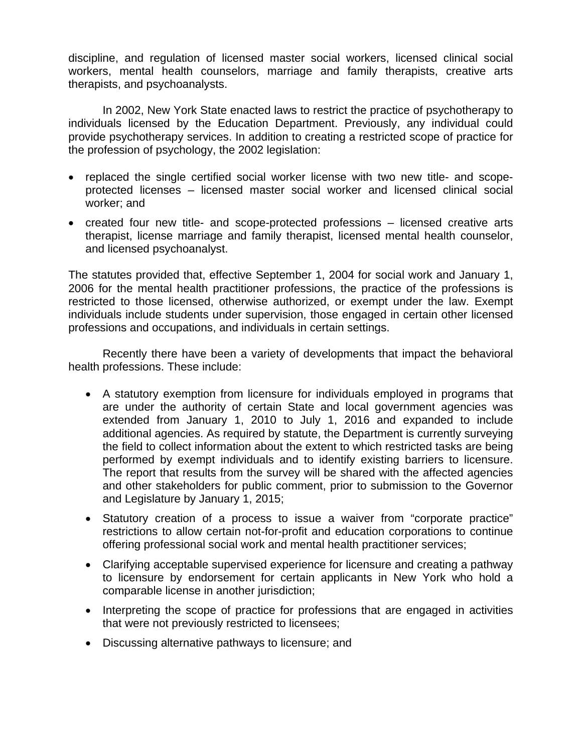discipline, and regulation of licensed master social workers, licensed clinical social workers, mental health counselors, marriage and family therapists, creative arts therapists, and psychoanalysts.

In 2002, New York State enacted laws to restrict the practice of psychotherapy to individuals licensed by the Education Department. Previously, any individual could provide psychotherapy services. In addition to creating a restricted scope of practice for the profession of psychology, the 2002 legislation:

- replaced the single certified social worker license with two new title- and scope-protected licenses – licensed master social worker and licensed clinical social worker; and
- created four new title- and scope-protected professions – licensed creative arts therapist, license marriage and family therapist, licensed mental health counselor, and licensed psychoanalyst.

The statutes provided that, effective September 1, 2004 for social work and January 1, 2006 for the mental health practitioner professions, the practice of the professions is restricted to those licensed, otherwise authorized, or exempt under the law. Exempt individuals include students under supervision, those engaged in certain other licensed professions and occupations, and individuals in certain settings.

Recently there have been a variety of developments that impact the behavioral health professions. These include:

- A statutory exemption from licensure for individuals employed in programs that are under the authority of certain State and local government agencies was extended from January 1, 2010 to July 1, 2016 and expanded to include additional agencies. As required by statute, the Department is currently surveying the field to collect information about the extent to which restricted tasks are being performed by exempt individuals and to identify existing barriers to licensure. The report that results from the survey will be shared with the affected agencies and other stakeholders for public comment, prior to submission to the Governor and Legislature by January 1, 2015;
- Statutory creation of a process to issue a waiver from "corporate practice" restrictions to allow certain not-for-profit and education corporations to continue offering professional social work and mental health practitioner services;
- Clarifying acceptable supervised experience for licensure and creating a pathway to licensure by endorsement for certain applicants in New York who hold a comparable license in another jurisdiction;
- Interpreting the scope of practice for professions that are engaged in activities that were not previously restricted to licensees;
- Discussing alternative pathways to licensure; and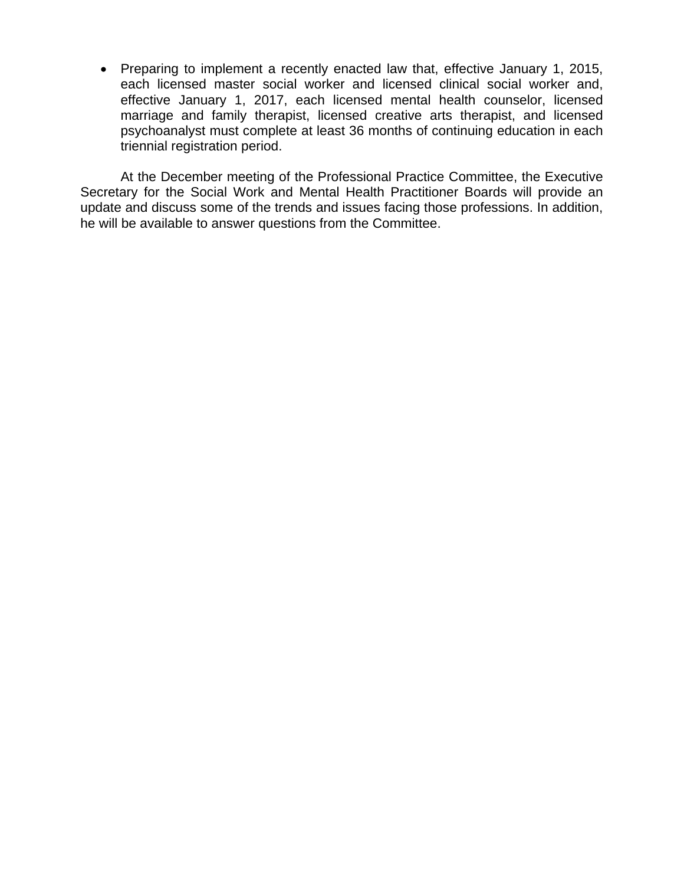- Preparing to implement a recently enacted law that, effective January 1, 2015, each licensed master social worker and licensed clinical social worker and, effective January 1, 2017, each licensed mental health counselor, licensed marriage and family therapist, licensed creative arts therapist, and licensed psychoanalyst must complete at least 36 months of continuing education in each triennial registration period.

At the December meeting of the Professional Practice Committee, the Executive Secretary for the Social Work and Mental Health Practitioner Boards will provide an update and discuss some of the trends and issues facing those professions. In addition, he will be available to answer questions from the Committee.